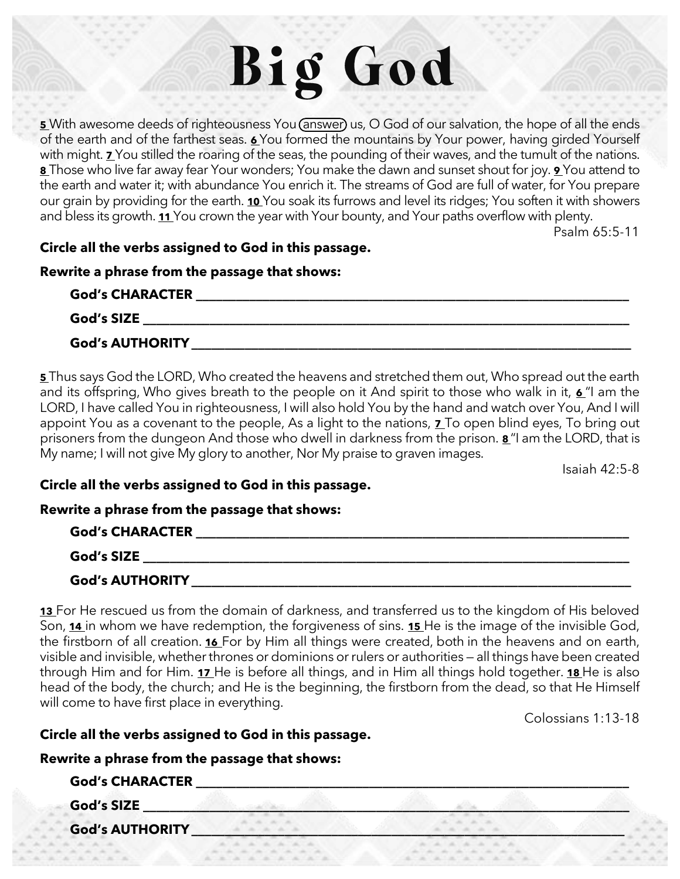# Big God

**5** With awesome deeds of righteousness You (answer) us, O God of our salvation, the hope of all the ends of the earth and of the farthest seas. **6** You formed the mountains by Your power, having girded Yourself with might. **7** You stilled the roaring of the seas, the pounding of their waves, and the tumult of the nations. **8** Those who live far away fear Your wonders; You make the dawn and sunset shout for joy. **9** You attend to the earth and water it; with abundance You enrich it. The streams of God are full of water, for You prepare our grain by providing for the earth. **10** You soak its furrows and level its ridges; You soften it with showers and bless its growth. **11** You crown the year with Your bounty, and Your paths overflow with plenty.

Psalm 65:5-11

**Circle all the verbs assigned to God in this passage.**

**Rewrite a phrase from the passage that shows:**

**God's CHARACTER** ____________________

**God's SIZE** ____________________

**God's AUTHORITY** ____________________

**5** Thus says God the LORD, Who created the heavens and stretched them out, Who spread out the earth and its offspring, Who gives breath to the people on it And spirit to those who walk in it, **6** "I am the LORD, I have called You in righteousness, I will also hold You by the hand and watch over You, And I will appoint You as a covenant to the people, As a light to the nations, **7** To open blind eyes, To bring out prisoners from the dungeon And those who dwell in darkness from the prison. **8** "I am the LORD, that is My name; I will not give My glory to another, Nor My praise to graven images.

Isaiah 42:5-8

**Circle all the verbs assigned to God in this passage.**

**Rewrite a phrase from the passage that shows:**

**God's CHARACTER** ____________________

**God's SIZE** ____________________

**God's AUTHORITY** ____________________

**13** For He rescued us from the domain of darkness, and transferred us to the kingdom of His beloved Son, **14** in whom we have redemption, the forgiveness of sins. **15** He is the image of the invisible God, the firstborn of all creation. **16** For by Him all things were created, both in the heavens and on earth, visible and invisible, whether thrones or dominions or rulers or authorities — all things have been created through Him and for Him. **17** He is before all things, and in Him all things hold together. **18** He is also head of the body, the church; and He is the beginning, the firstborn from the dead, so that He Himself will come to have first place in everything.

Colossians 1:13-18

**Circle all the verbs assigned to God in this passage.**

**Rewrite a phrase from the passage that shows:**

**God's CHARACTER** ____________________

**God's SIZE** ____________________

**God's AUTHORITY** ____________________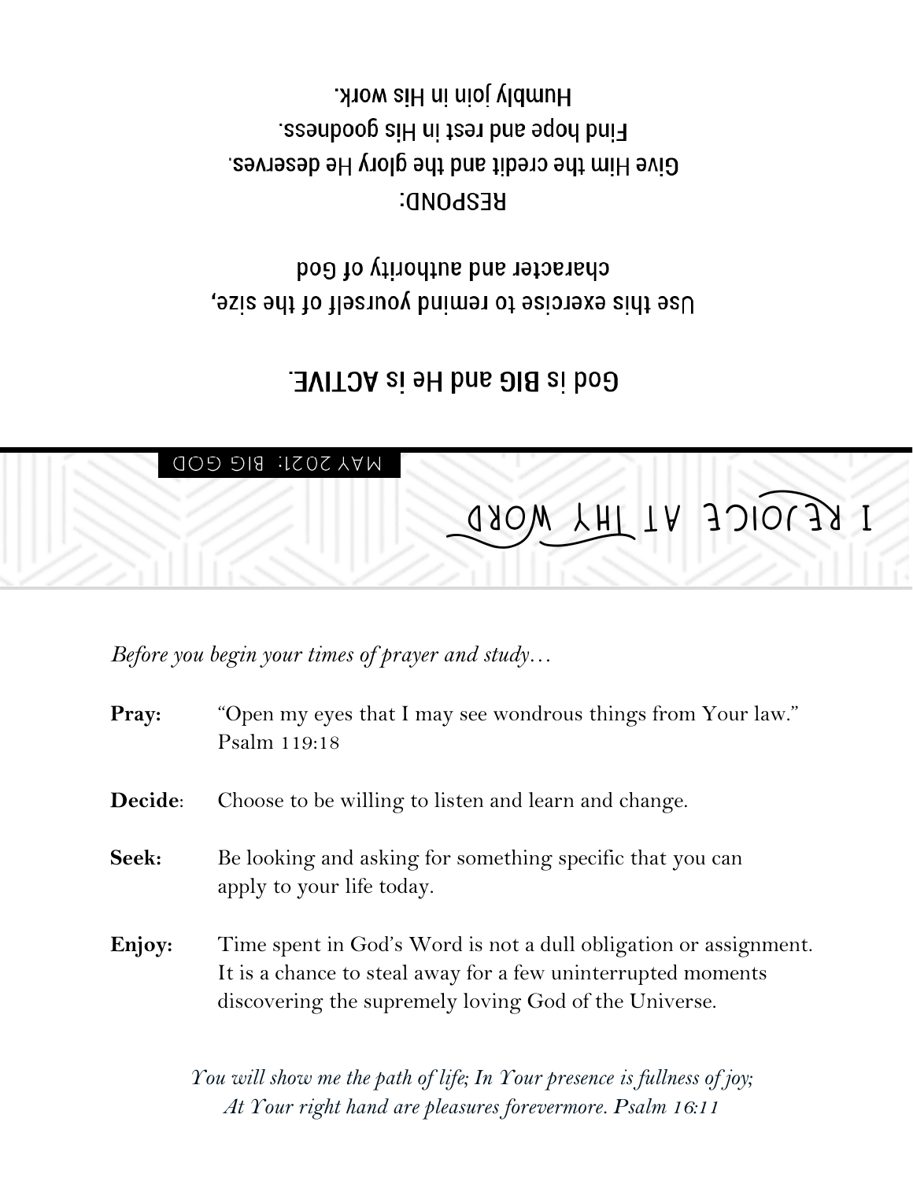God is BIG and He is ACTIVE.

Use this exercise to remind yourself of the size, character and authority of God

RESPOND:

Give Him the credit and the glory He deserves.
Find hope and rest in His goodness.
Humbly join in His work.

MAY 2021: BIG GOD

# I REJOICE AT THY WORD

*Before you begin your times of prayer and study…*

**Pray:** "Open my eyes that I may see wondrous things from Your law." Psalm 119:18

**Decide**: Choose to be willing to listen and learn and change.

**Seek:** Be looking and asking for something specific that you can apply to your life today.

**Enjoy:** Time spent in God's Word is not a dull obligation or assignment. It is a chance to steal away for a few uninterrupted moments discovering the supremely loving God of the Universe.

*You will show me the path of life; In Your presence is fullness of joy; At Your right hand are pleasures forevermore. Psalm 16:11*